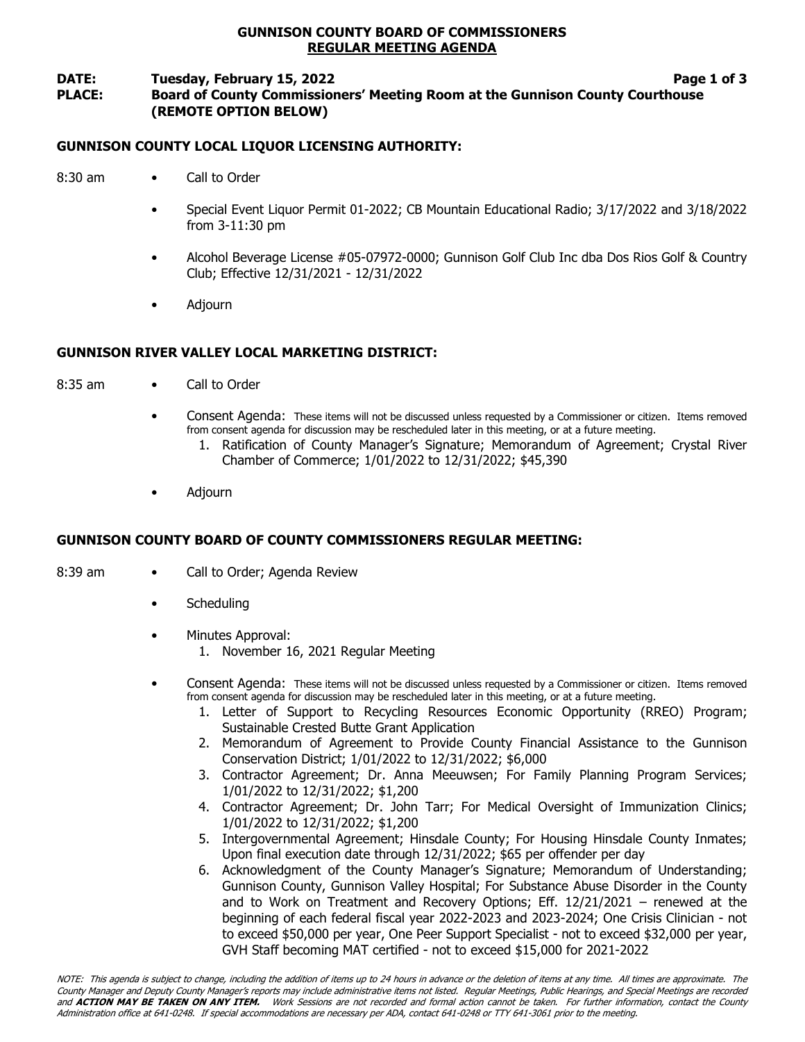# GUNNISON COUNTY BOARD OF COMMISSIONERS
## REGULAR MEETING AGENDA

**DATE:** **Tuesday, February 15, 2022**
**PLACE:** **Board of County Commissioners' Meeting Room at the Gunnison County Courthouse (REMOTE OPTION BELOW)**

### GUNNISON COUNTY LOCAL LIQUOR LICENSING AUTHORITY:

8:30 am

- Call to Order
- Special Event Liquor Permit 01-2022; CB Mountain Educational Radio; 3/17/2022 and 3/18/2022 from 3-11:30 pm
- Alcohol Beverage License #05-07972-0000; Gunnison Golf Club Inc dba Dos Rios Golf & Country Club; Effective 12/31/2021 - 12/31/2022
- Adjourn

### GUNNISON RIVER VALLEY LOCAL MARKETING DISTRICT:

8:35 am

- Call to Order
- Consent Agenda: These items will not be discussed unless requested by a Commissioner or citizen. Items removed from consent agenda for discussion may be rescheduled later in this meeting, or at a future meeting.
  1. Ratification of County Manager's Signature; Memorandum of Agreement; Crystal River Chamber of Commerce; 1/01/2022 to 12/31/2022; $45,390
- Adjourn

### GUNNISON COUNTY BOARD OF COUNTY COMMISSIONERS REGULAR MEETING:

8:39 am

- Call to Order; Agenda Review
- Scheduling
- Minutes Approval:
  1. November 16, 2021 Regular Meeting
- Consent Agenda: These items will not be discussed unless requested by a Commissioner or citizen. Items removed from consent agenda for discussion may be rescheduled later in this meeting, or at a future meeting.
  1. Letter of Support to Recycling Resources Economic Opportunity (RREO) Program; Sustainable Crested Butte Grant Application
  2. Memorandum of Agreement to Provide County Financial Assistance to the Gunnison Conservation District; 1/01/2022 to 12/31/2022; $6,000
  3. Contractor Agreement; Dr. Anna Meeuwsen; For Family Planning Program Services; 1/01/2022 to 12/31/2022; $1,200
  4. Contractor Agreement; Dr. John Tarr; For Medical Oversight of Immunization Clinics; 1/01/2022 to 12/31/2022; $1,200
  5. Intergovernmental Agreement; Hinsdale County; For Housing Hinsdale County Inmates; Upon final execution date through 12/31/2022; $65 per offender per day
  6. Acknowledgment of the County Manager's Signature; Memorandum of Understanding; Gunnison County, Gunnison Valley Hospital; For Substance Abuse Disorder in the County and to Work on Treatment and Recovery Options; Eff. 12/21/2021 – renewed at the beginning of each federal fiscal year 2022-2023 and 2023-2024; One Crisis Clinician - not to exceed $50,000 per year, One Peer Support Specialist - not to exceed $32,000 per year, GVH Staff becoming MAT certified - not to exceed $15,000 for 2021-2022

*NOTE: This agenda is subject to change, including the addition of items up to 24 hours in advance or the deletion of items at any time. All times are approximate. The County Manager and Deputy County Manager's reports may include administrative items not listed. Regular Meetings, Public Hearings, and Special Meetings are recorded and **ACTION MAY BE TAKEN ON ANY ITEM.** Work Sessions are not recorded and formal action cannot be taken. For further information, contact the County Administration office at 641-0248. If special accommodations are necessary per ADA, contact 641-0248 or TTY 641-3061 prior to the meeting.*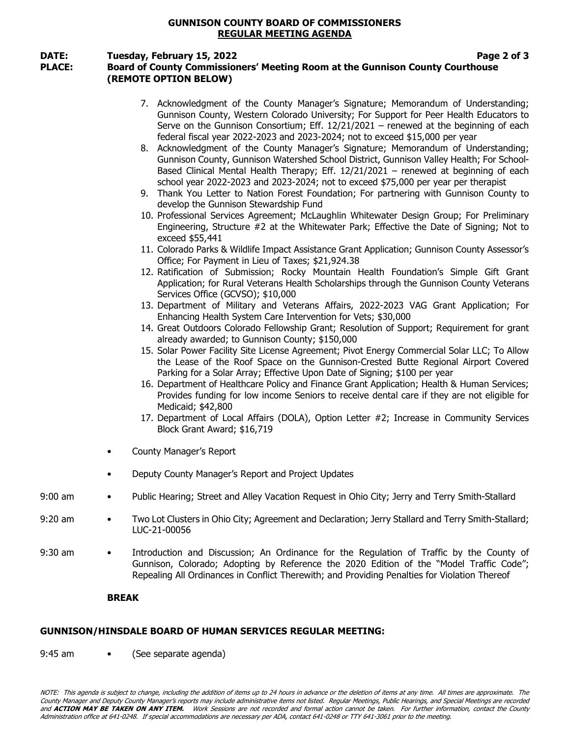**GUNNISON COUNTY BOARD OF COMMISSIONERS**
**REGULAR MEETING AGENDA**

**DATE:** **Tuesday, February 15, 2022**
**PLACE:** **Board of County Commissioners' Meeting Room at the Gunnison County Courthouse (REMOTE OPTION BELOW)**

7. Acknowledgment of the County Manager's Signature; Memorandum of Understanding; Gunnison County, Western Colorado University; For Support for Peer Health Educators to Serve on the Gunnison Consortium; Eff. 12/21/2021 – renewed at the beginning of each federal fiscal year 2022-2023 and 2023-2024; not to exceed $15,000 per year
8. Acknowledgment of the County Manager's Signature; Memorandum of Understanding; Gunnison County, Gunnison Watershed School District, Gunnison Valley Health; For School-Based Clinical Mental Health Therapy; Eff. 12/21/2021 – renewed at beginning of each school year 2022-2023 and 2023-2024; not to exceed $75,000 per year per therapist
9. Thank You Letter to Nation Forest Foundation; For partnering with Gunnison County to develop the Gunnison Stewardship Fund
10. Professional Services Agreement; McLaughlin Whitewater Design Group; For Preliminary Engineering, Structure #2 at the Whitewater Park; Effective the Date of Signing; Not to exceed $55,441
11. Colorado Parks & Wildlife Impact Assistance Grant Application; Gunnison County Assessor's Office; For Payment in Lieu of Taxes; $21,924.38
12. Ratification of Submission; Rocky Mountain Health Foundation's Simple Gift Grant Application; for Rural Veterans Health Scholarships through the Gunnison County Veterans Services Office (GCVSO); $10,000
13. Department of Military and Veterans Affairs, 2022-2023 VAG Grant Application; For Enhancing Health System Care Intervention for Vets; $30,000
14. Great Outdoors Colorado Fellowship Grant; Resolution of Support; Requirement for grant already awarded; to Gunnison County; $150,000
15. Solar Power Facility Site License Agreement; Pivot Energy Commercial Solar LLC; To Allow the Lease of the Roof Space on the Gunnison-Crested Butte Regional Airport Covered Parking for a Solar Array; Effective Upon Date of Signing; $100 per year
16. Department of Healthcare Policy and Finance Grant Application; Health & Human Services; Provides funding for low income Seniors to receive dental care if they are not eligible for Medicaid; $42,800
17. Department of Local Affairs (DOLA), Option Letter #2; Increase in Community Services Block Grant Award; $16,719

- County Manager's Report
- Deputy County Manager's Report and Project Updates

9:00 am • Public Hearing; Street and Alley Vacation Request in Ohio City; Jerry and Terry Smith-Stallard

9:20 am • Two Lot Clusters in Ohio City; Agreement and Declaration; Jerry Stallard and Terry Smith-Stallard; LUC-21-00056

9:30 am • Introduction and Discussion; An Ordinance for the Regulation of Traffic by the County of Gunnison, Colorado; Adopting by Reference the 2020 Edition of the "Model Traffic Code"; Repealing All Ordinances in Conflict Therewith; and Providing Penalties for Violation Thereof

**BREAK**

**GUNNISON/HINSDALE BOARD OF HUMAN SERVICES REGULAR MEETING:**

9:45 am • (See separate agenda)

*NOTE: This agenda is subject to change, including the addition of items up to 24 hours in advance or the deletion of items at any time. All times are approximate. The County Manager and Deputy County Manager's reports may include administrative items not listed. Regular Meetings, Public Hearings, and Special Meetings are recorded and* ***ACTION MAY BE TAKEN ON ANY ITEM.*** *Work Sessions are not recorded and formal action cannot be taken. For further information, contact the County Administration office at 641-0248. If special accommodations are necessary per ADA, contact 641-0248 or TTY 641-3061 prior to the meeting.*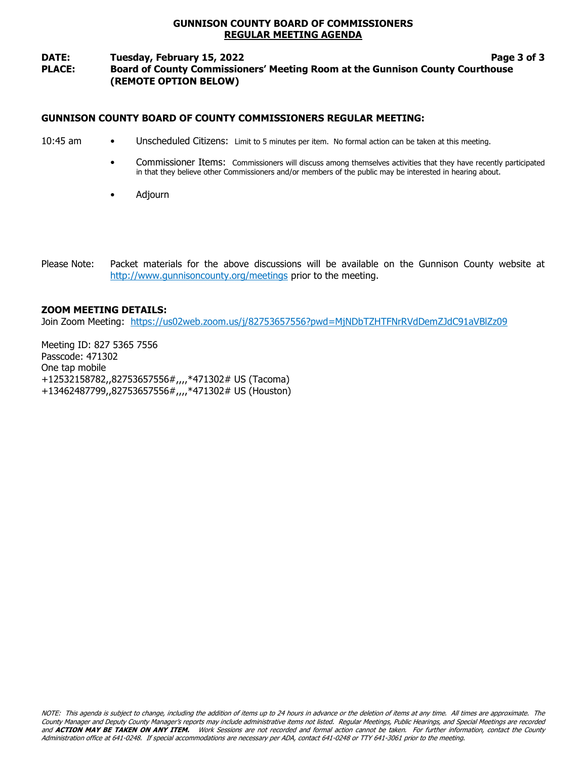**GUNNISON COUNTY BOARD OF COMMISSIONERS**
**REGULAR MEETING AGENDA**

**DATE:** **Tuesday, February 15, 2022**
**PLACE:** **Board of County Commissioners' Meeting Room at the Gunnison County Courthouse (REMOTE OPTION BELOW)**

### GUNNISON COUNTY BOARD OF COUNTY COMMISSIONERS REGULAR MEETING:

10:45 am

- Unscheduled Citizens: Limit to 5 minutes per item. No formal action can be taken at this meeting.
- Commissioner Items: Commissioners will discuss among themselves activities that they have recently participated in that they believe other Commissioners and/or members of the public may be interested in hearing about.
- Adjourn

Please Note: Packet materials for the above discussions will be available on the Gunnison County website at http://www.gunnisoncounty.org/meetings prior to the meeting.

**ZOOM MEETING DETAILS:**
Join Zoom Meeting: https://us02web.zoom.us/j/82753657556?pwd=MjNDbTZHTFNrRVdDemZJdC91aVBlZz09

Meeting ID: 827 5365 7556
Passcode: 471302
One tap mobile
+12532158782,,82753657556#,,,,*471302# US (Tacoma)
+13462487799,,82753657556#,,,,*471302# US (Houston)

*NOTE: This agenda is subject to change, including the addition of items up to 24 hours in advance or the deletion of items at any time. All times are approximate. The County Manager and Deputy County Manager's reports may include administrative items not listed. Regular Meetings, Public Hearings, and Special Meetings are recorded and* ***ACTION MAY BE TAKEN ON ANY ITEM.*** *Work Sessions are not recorded and formal action cannot be taken. For further information, contact the County Administration office at 641-0248. If special accommodations are necessary per ADA, contact 641-0248 or TTY 641-3061 prior to the meeting.*